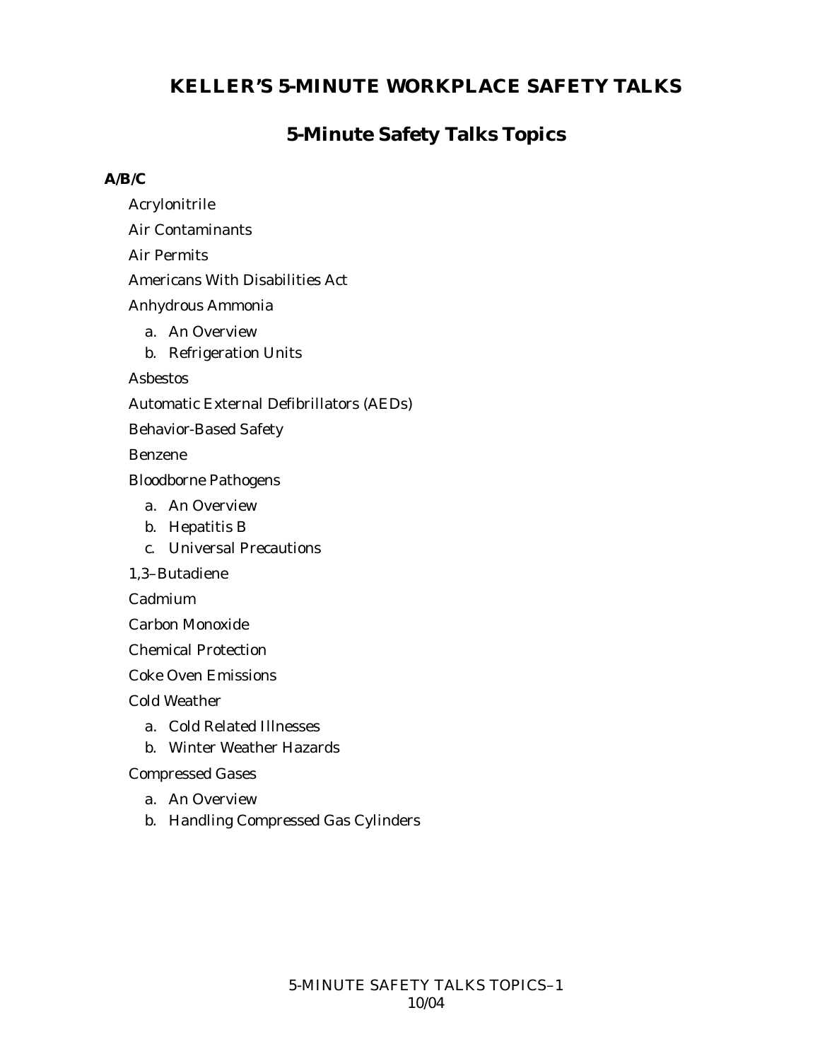# KELLER'S 5-MINUTE WORKPLACE SAFETY TALKS

## 5-Minute Safety Talks Topics

**A/B/C**

- Acrylonitrile
- Air Contaminants
- Air Permits
- Americans With Disabilities Act
- Anhydrous Ammonia
    - a. An Overview
    - b. Refrigeration Units
- Asbestos
- Automatic External Defibrillators (AEDs)
- Behavior-Based Safety
- Benzene
- Bloodborne Pathogens
    - a. An Overview
    - b. Hepatitis B
    - c. Universal Precautions
- 1,3–Butadiene
- Cadmium
- Carbon Monoxide
- Chemical Protection
- Coke Oven Emissions
- Cold Weather
    - a. Cold Related Illnesses
    - b. Winter Weather Hazards
- Compressed Gases
    - a. An Overview
    - b. Handling Compressed Gas Cylinders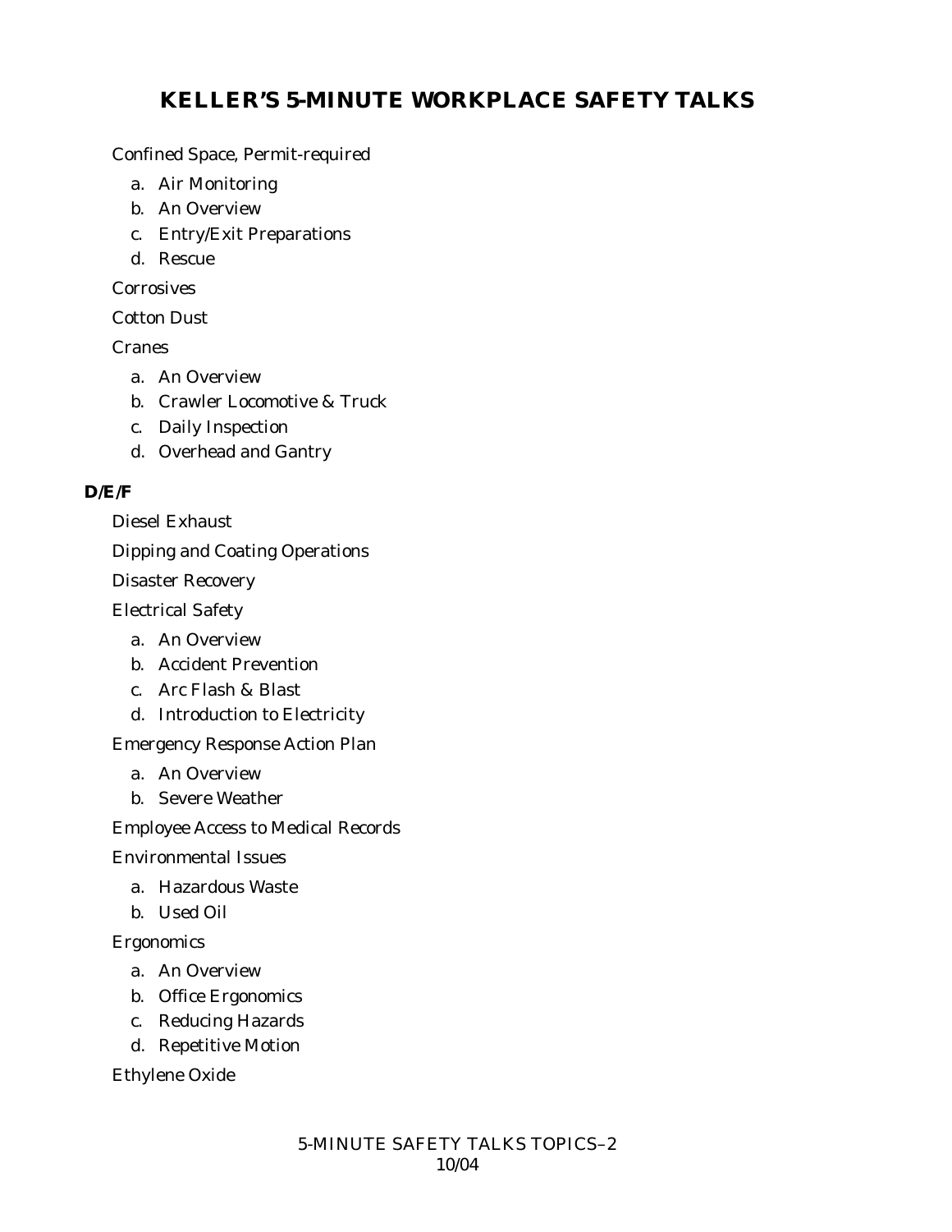# KELLER'S 5-MINUTE WORKPLACE SAFETY TALKS

Confined Space, Permit-required

a. Air Monitoring
b. An Overview
c. Entry/Exit Preparations
d. Rescue

Corrosives

Cotton Dust

Cranes

a. An Overview
b. Crawler Locomotive & Truck
c. Daily Inspection
d. Overhead and Gantry

**D/E/F**

Diesel Exhaust

Dipping and Coating Operations

Disaster Recovery

Electrical Safety

a. An Overview
b. Accident Prevention
c. Arc Flash & Blast
d. Introduction to Electricity

Emergency Response Action Plan

a. An Overview
b. Severe Weather

Employee Access to Medical Records

Environmental Issues

a. Hazardous Waste
b. Used Oil

Ergonomics

a. An Overview
b. Office Ergonomics
c. Reducing Hazards
d. Repetitive Motion

Ethylene Oxide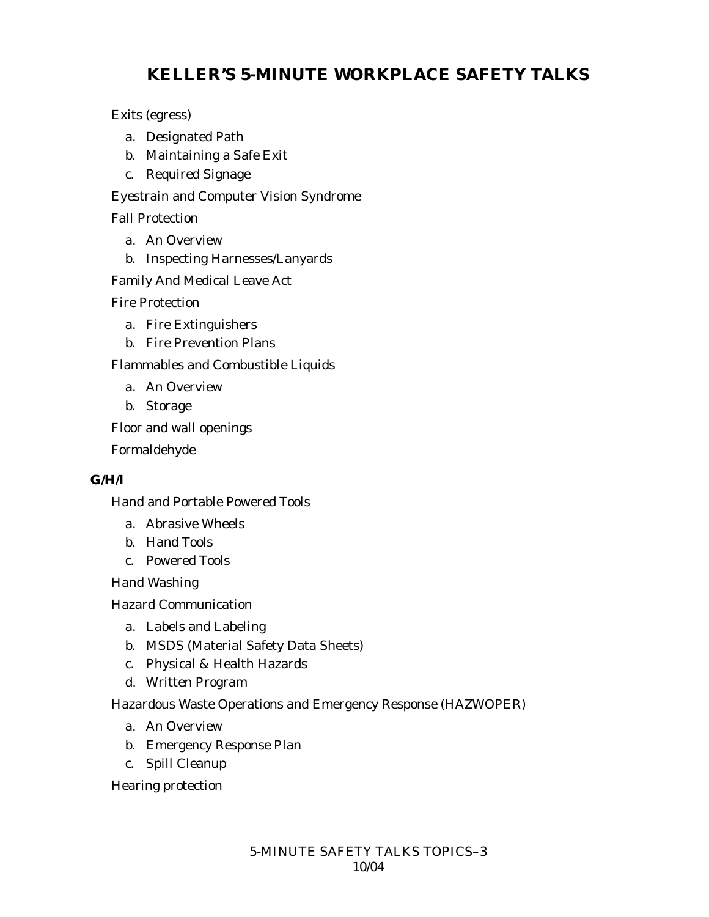Exits (egress)

a. Designated Path
b. Maintaining a Safe Exit
c. Required Signage

Eyestrain and Computer Vision Syndrome

Fall Protection

a. An Overview
b. Inspecting Harnesses/Lanyards

Family And Medical Leave Act

Fire Protection

a. Fire Extinguishers
b. Fire Prevention Plans

Flammables and Combustible Liquids

a. An Overview
b. Storage

Floor and wall openings

Formaldehyde

**G/H/I**

Hand and Portable Powered Tools

a. Abrasive Wheels
b. Hand Tools
c. Powered Tools

Hand Washing

Hazard Communication

a. Labels and Labeling
b. MSDS (Material Safety Data Sheets)
c. Physical & Health Hazards
d. Written Program

Hazardous Waste Operations and Emergency Response (HAZWOPER)

a. An Overview
b. Emergency Response Plan
c. Spill Cleanup

Hearing protection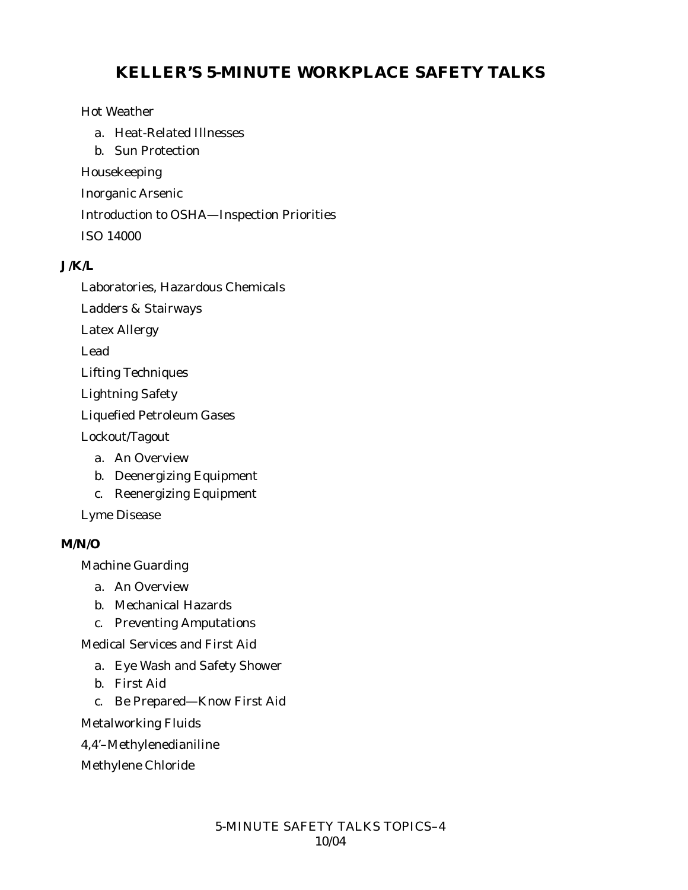# KELLER'S 5-MINUTE WORKPLACE SAFETY TALKS

Hot Weather

   a. Heat-Related Illnesses
   b. Sun Protection

Housekeeping

Inorganic Arsenic

Introduction to OSHA—Inspection Priorities

ISO 14000

**J/K/L**

Laboratories, Hazardous Chemicals

Ladders & Stairways

Latex Allergy

Lead

Lifting Techniques

Lightning Safety

Liquefied Petroleum Gases

Lockout/Tagout

   a. An Overview
   b. Deenergizing Equipment
   c. Reenergizing Equipment

Lyme Disease

**M/N/O**

Machine Guarding

   a. An Overview
   b. Mechanical Hazards
   c. Preventing Amputations

Medical Services and First Aid

   a. Eye Wash and Safety Shower
   b. First Aid
   c. Be Prepared—Know First Aid

Metalworking Fluids

4,4'–Methylenedianiline

Methylene Chloride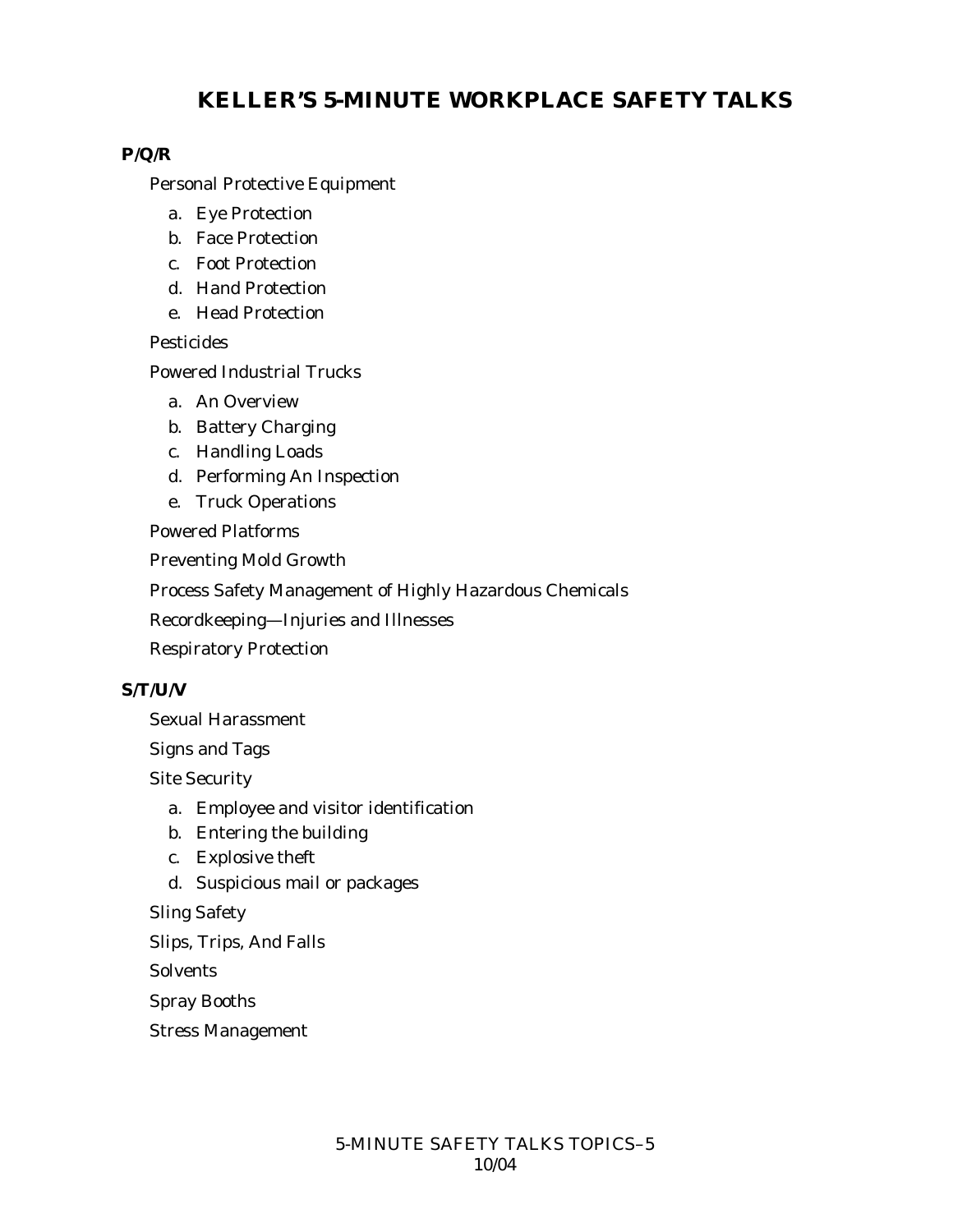# KELLER'S 5-MINUTE WORKPLACE SAFETY TALKS

## P/Q/R

Personal Protective Equipment

a. Eye Protection
b. Face Protection
c. Foot Protection
d. Hand Protection
e. Head Protection

Pesticides

Powered Industrial Trucks

a. An Overview
b. Battery Charging
c. Handling Loads
d. Performing An Inspection
e. Truck Operations

Powered Platforms

Preventing Mold Growth

Process Safety Management of Highly Hazardous Chemicals

Recordkeeping—Injuries and Illnesses

Respiratory Protection

## S/T/U/V

Sexual Harassment

Signs and Tags

Site Security

a. Employee and visitor identification
b. Entering the building
c. Explosive theft
d. Suspicious mail or packages

Sling Safety

Slips, Trips, And Falls

Solvents

Spray Booths

Stress Management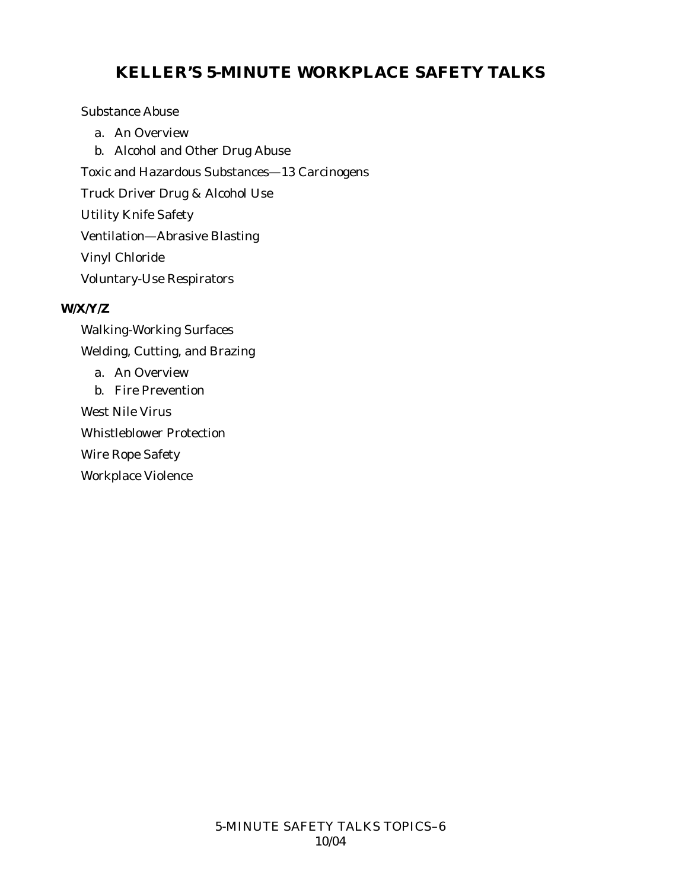Substance Abuse

a. An Overview
b. Alcohol and Other Drug Abuse

Toxic and Hazardous Substances—13 Carcinogens

Truck Driver Drug & Alcohol Use

Utility Knife Safety

Ventilation—Abrasive Blasting

Vinyl Chloride

Voluntary-Use Respirators

**W/X/Y/Z**

Walking-Working Surfaces

Welding, Cutting, and Brazing

a. An Overview
b. Fire Prevention

West Nile Virus

Whistleblower Protection

Wire Rope Safety

Workplace Violence